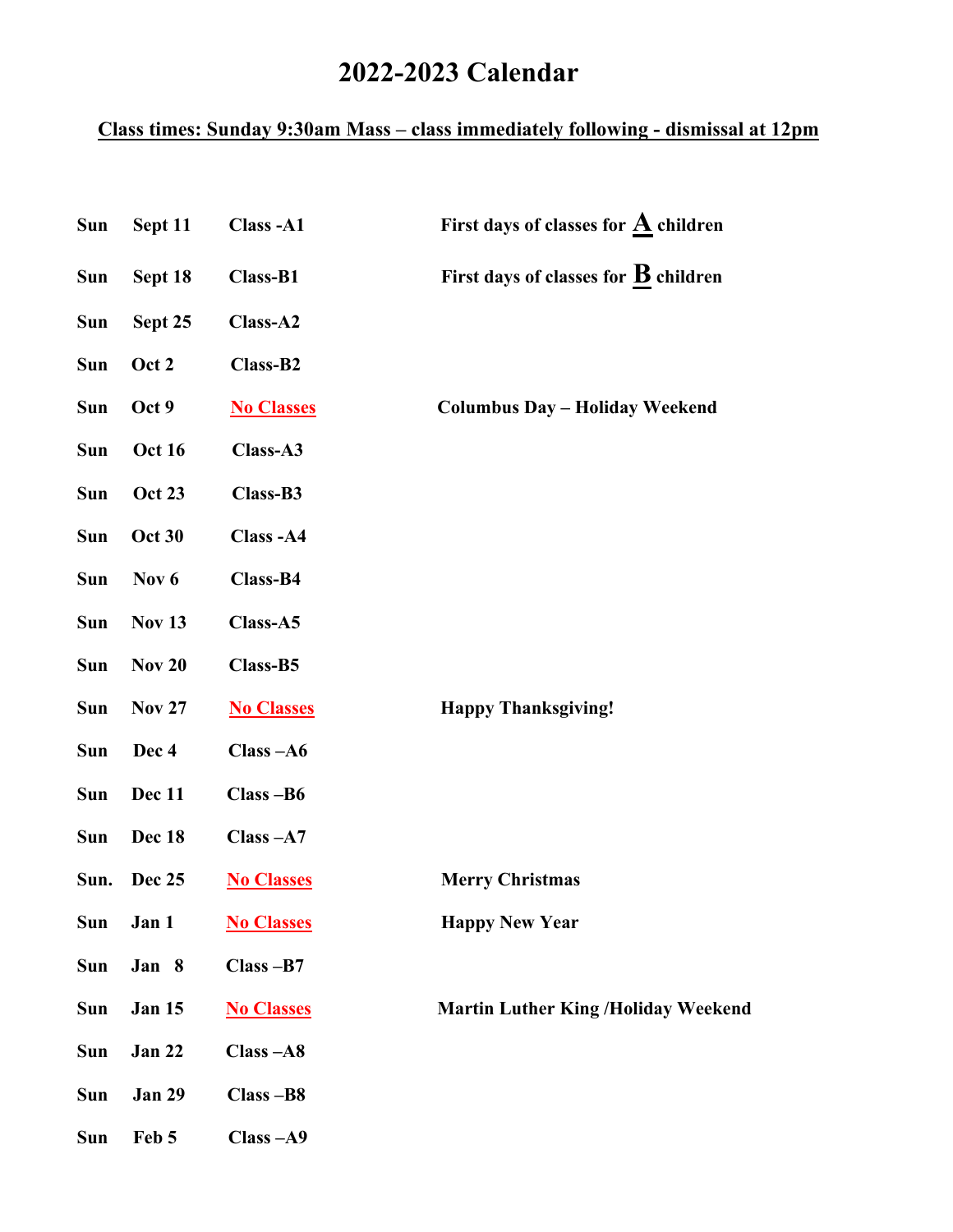# 2022-2023 Calendar

**Class times: Sunday 9:30am Mass – class immediately following - dismissal at 12pm**

| | | | |
|---|---|---|---|
| Sun | Sept 11 | Class -A1 | First days of classes for **A** children |
| Sun | Sept 18 | Class-B1 | First days of classes for **B** children |
| Sun | Sept 25 | Class-A2 | |
| Sun | Oct 2 | Class-B2 | |
| Sun | Oct 9 | No Classes | Columbus Day – Holiday Weekend |
| Sun | Oct 16 | Class-A3 | |
| Sun | Oct 23 | Class-B3 | |
| Sun | Oct 30 | Class -A4 | |
| Sun | Nov 6 | Class-B4 | |
| Sun | Nov 13 | Class-A5 | |
| Sun | Nov 20 | Class-B5 | |
| Sun | Nov 27 | No Classes | Happy Thanksgiving! |
| Sun | Dec 4 | Class –A6 | |
| Sun | Dec 11 | Class –B6 | |
| Sun | Dec 18 | Class –A7 | |
| Sun. | Dec 25 | No Classes | Merry Christmas |
| Sun | Jan 1 | No Classes | Happy New Year |
| Sun | Jan 8 | Class –B7 | |
| Sun | Jan 15 | No Classes | Martin Luther King /Holiday Weekend |
| Sun | Jan 22 | Class –A8 | |
| Sun | Jan 29 | Class –B8 | |
| Sun | Feb 5 | Class –A9 | |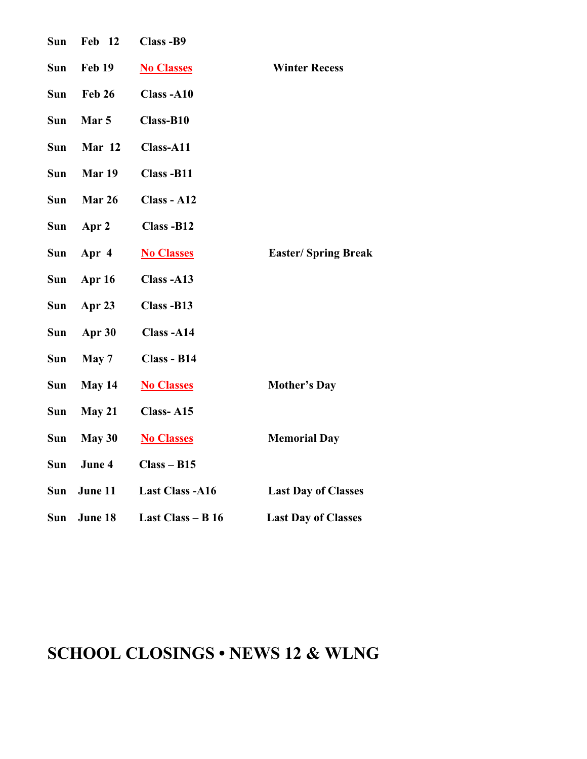| | | | |
|---|---|---|---|
| **Sun** | **Feb 12** | **Class -B9** | |
| **Sun** | **Feb 19** | **No Classes** | **Winter Recess** |
| **Sun** | **Feb 26** | **Class -A10** | |
| **Sun** | **Mar 5** | **Class-B10** | |
| **Sun** | **Mar 12** | **Class-A11** | |
| **Sun** | **Mar 19** | **Class -B11** | |
| **Sun** | **Mar 26** | **Class - A12** | |
| **Sun** | **Apr 2** | **Class -B12** | |
| **Sun** | **Apr 4** | **No Classes** | **Easter/ Spring Break** |
| **Sun** | **Apr 16** | **Class -A13** | |
| **Sun** | **Apr 23** | **Class -B13** | |
| **Sun** | **Apr 30** | **Class -A14** | |
| **Sun** | **May 7** | **Class - B14** | |
| **Sun** | **May 14** | **No Classes** | **Mother's Day** |
| **Sun** | **May 21** | **Class- A15** | |
| **Sun** | **May 30** | **No Classes** | **Memorial Day** |
| **Sun** | **June 4** | **Class – B15** | |
| **Sun** | **June 11** | **Last Class -A16** | **Last Day of Classes** |
| **Sun** | **June 18** | **Last Class – B 16** | **Last Day of Classes** |

## SCHOOL CLOSINGS • NEWS 12 & WLNG